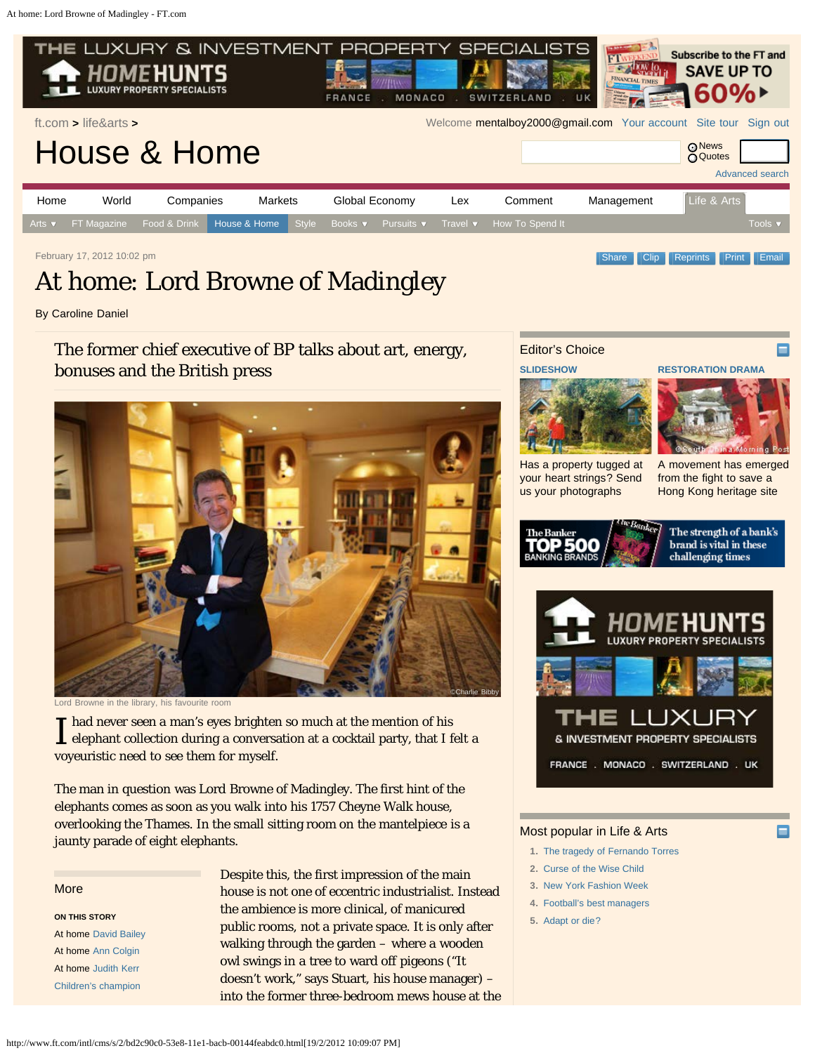# At home: Lord Browne of Madingley

February 17, 2012 10:02 pm

By Caroline Daniel

## The former chief executive of BP talks about art, energy, bonuses and the British press

Lord Browne in the library, his favourite room

I had never seen a man's eyes brighten so much at the mention of his elephant collection during a conversation at a cocktail party, that I felt a voyeuristic need to see them for myself.

The man in question was Lord Browne of Madingley. The first hint of the elephants comes as soon as you walk into his 1757 Cheyne Walk house, overlooking the Thames. In the small sitting room on the mantelpiece is a jaunty parade of eight elephants.

Despite this, the first impression of the main house is not one of eccentric industrialist. Instead the ambience is more clinical, of manicured public rooms, not a private space. It is only after walking through the garden – where a wooden owl swings in a tree to ward off pigeons ("It doesn't work," says Stuart, his house manager) – into the former three-bedroom mews house at the

**More**

ON THIS STORY

- At home David Bailey
- At home Ann Colgin
- At home Judith Kerr
- Children's champion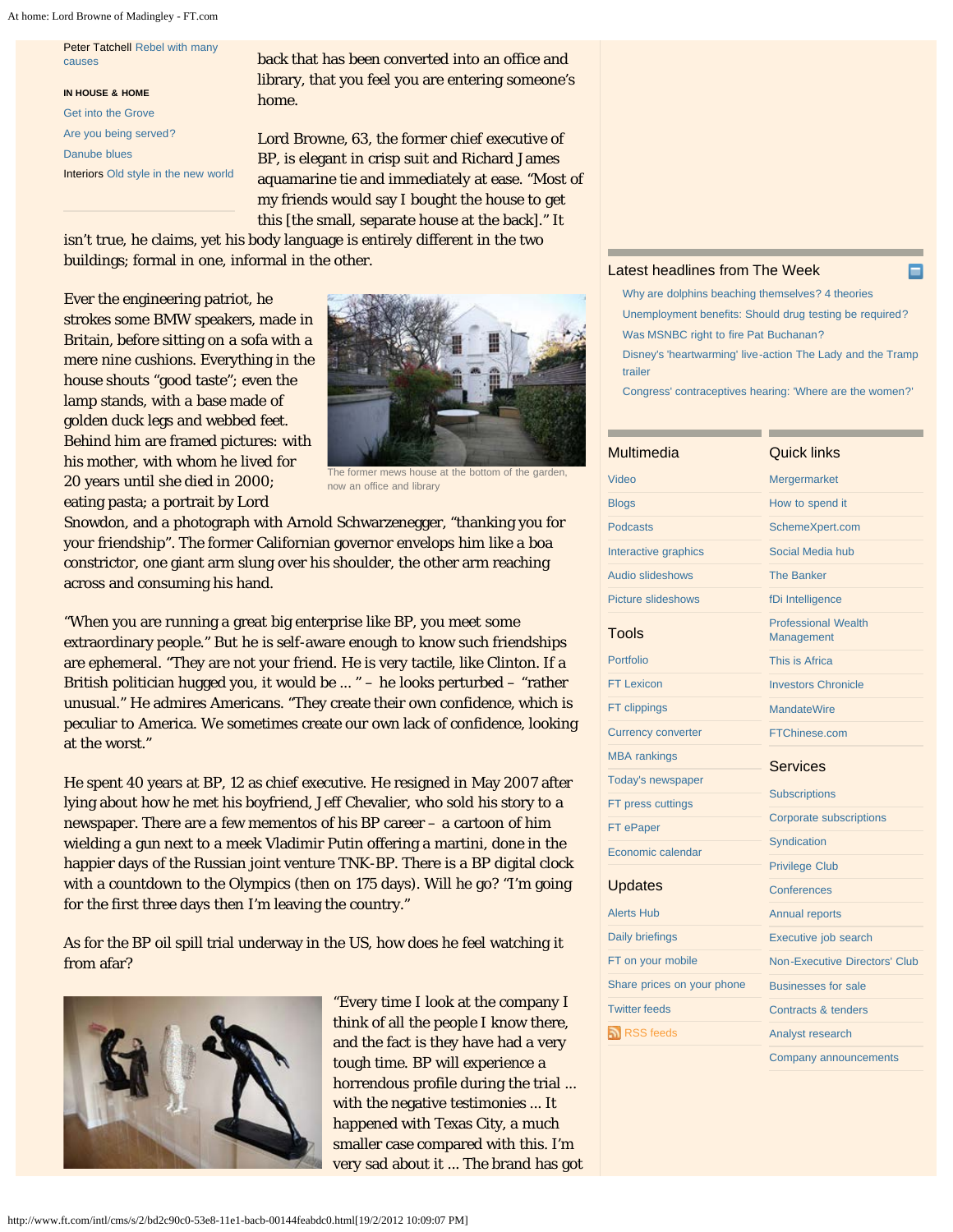Peter Tatchell Rebel with many causes

**IN HOUSE & HOME**

Get into the Grove

Are you being served?

Danube blues

Interiors Old style in the new world

back that has been converted into an office and library, that you feel you are entering someone's home.

Lord Browne, 63, the former chief executive of BP, is elegant in crisp suit and Richard James aquamarine tie and immediately at ease. "Most of my friends would say I bought the house to get this [the small, separate house at the back]." It isn't true, he claims, yet his body language is entirely different in the two buildings; formal in one, informal in the other.

Ever the engineering patriot, he strokes some BMW speakers, made in Britain, before sitting on a sofa with a mere nine cushions. Everything in the house shouts "good taste"; even the lamp stands, with a base made of golden duck legs and webbed feet. Behind him are framed pictures: with his mother, with whom he lived for 20 years until she died in 2000; eating pasta; a portrait by Lord Snowdon, and a photograph with Arnold Schwarzenegger, "thanking you for your friendship". The former Californian governor envelops him like a boa constrictor, one giant arm slung over his shoulder, the other arm reaching across and consuming his hand.

The former mews house at the bottom of the garden, now an office and library

"When you are running a great big enterprise like BP, you meet some extraordinary people." But he is self-aware enough to know such friendships are ephemeral. "They are not your friend. He is very tactile, like Clinton. If a British politician hugged you, it would be ... " – he looks perturbed – "rather unusual." He admires Americans. "They create their own confidence, which is peculiar to America. We sometimes create our own lack of confidence, looking at the worst."

He spent 40 years at BP, 12 as chief executive. He resigned in May 2007 after lying about how he met his boyfriend, Jeff Chevalier, who sold his story to a newspaper. There are a few mementos of his BP career – a cartoon of him wielding a gun next to a meek Vladimir Putin offering a martini, done in the happier days of the Russian joint venture TNK-BP. There is a BP digital clock with a countdown to the Olympics (then on 175 days). Will he go? "I'm going for the first three days then I'm leaving the country."

As for the BP oil spill trial underway in the US, how does he feel watching it from afar?

"Every time I look at the company I think of all the people I know there, and the fact is they have had a very tough time. BP will experience a horrendous profile during the trial ... with the negative testimonies ... It happened with Texas City, a much smaller case compared with this. I'm very sad about it ... The brand has got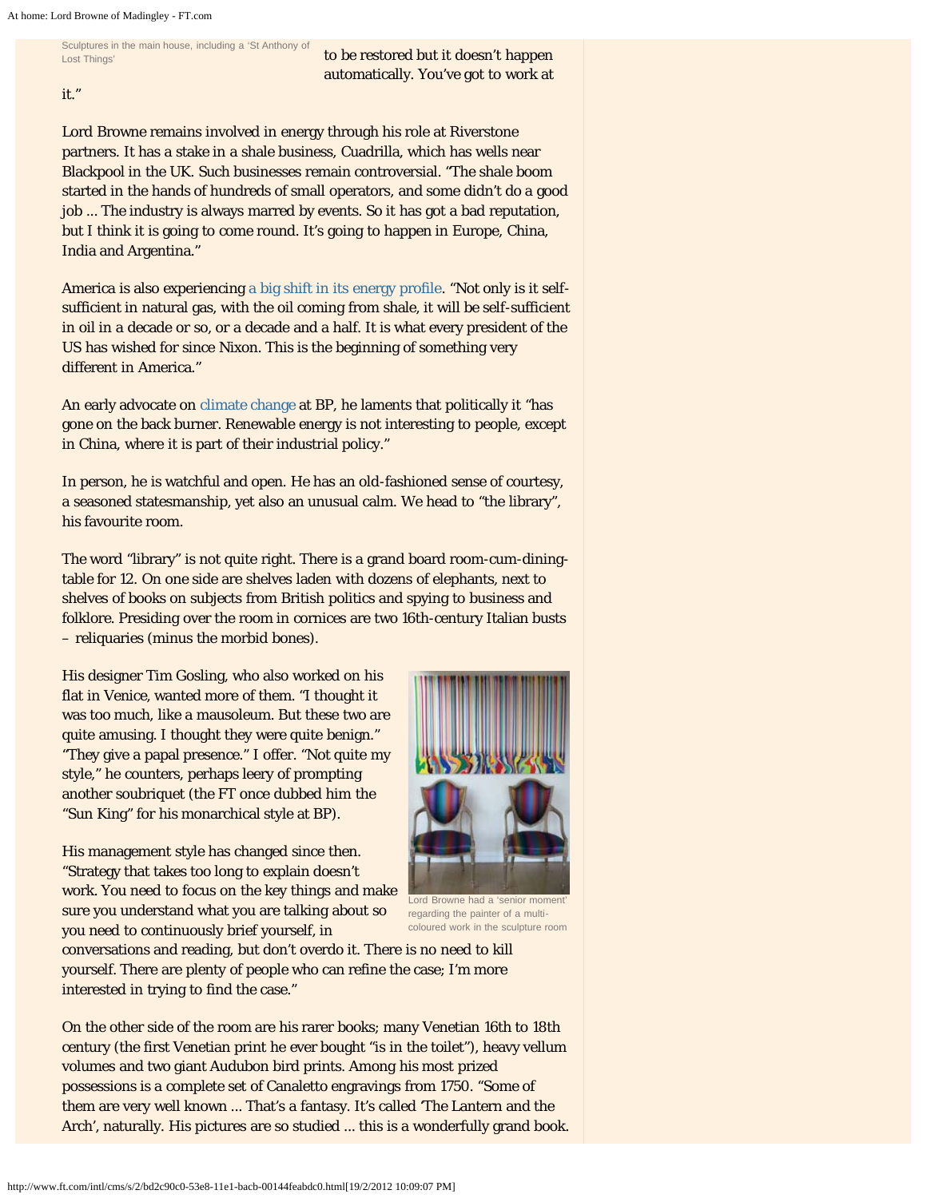Sculptures in the main house, including a 'St Anthony of Lost Things'

to be restored but it doesn't happen automatically. You've got to work at it."

Lord Browne remains involved in energy through his role at Riverstone partners. It has a stake in a shale business, Cuadrilla, which has wells near Blackpool in the UK. Such businesses remain controversial. "The shale boom started in the hands of hundreds of small operators, and some didn't do a good job ... The industry is always marred by events. So it has got a bad reputation, but I think it is going to come round. It's going to happen in Europe, China, India and Argentina."

America is also experiencing a big shift in its energy profile. "Not only is it self-sufficient in natural gas, with the oil coming from shale, it will be self-sufficient in oil in a decade or so, or a decade and a half. It is what every president of the US has wished for since Nixon. This is the beginning of something very different in America."

An early advocate on climate change at BP, he laments that politically it "has gone on the back burner. Renewable energy is not interesting to people, except in China, where it is part of their industrial policy."

In person, he is watchful and open. He has an old-fashioned sense of courtesy, a seasoned statesmanship, yet also an unusual calm. We head to "the library", his favourite room.

The word "library" is not quite right. There is a grand board room-cum-dining-table for 12. On one side are shelves laden with dozens of elephants, next to shelves of books on subjects from British politics and spying to business and folklore. Presiding over the room in cornices are two 16th-century Italian busts – reliquaries (minus the morbid bones).

His designer Tim Gosling, who also worked on his flat in Venice, wanted more of them. "I thought it was too much, like a mausoleum. But these two are quite amusing. I thought they were quite benign." "They give a papal presence." I offer. "Not quite my style," he counters, perhaps leery of prompting another soubriquet (the FT once dubbed him the "Sun King" for his monarchical style at BP).

Lord Browne had a 'senior moment' regarding the painter of a multi-coloured work in the sculpture room

His management style has changed since then. "Strategy that takes too long to explain doesn't work. You need to focus on the key things and make sure you understand what you are talking about so you need to continuously brief yourself, in conversations and reading, but don't overdo it. There is no need to kill yourself. There are plenty of people who can refine the case; I'm more interested in trying to find the case."

On the other side of the room are his rarer books; many Venetian 16th to 18th century (the first Venetian print he ever bought "is in the toilet"), heavy vellum volumes and two giant Audubon bird prints. Among his most prized possessions is a complete set of Canaletto engravings from 1750. "Some of them are very well known ... That's a fantasy. It's called 'The Lantern and the Arch', naturally. His pictures are so studied ... this is a wonderfully grand book.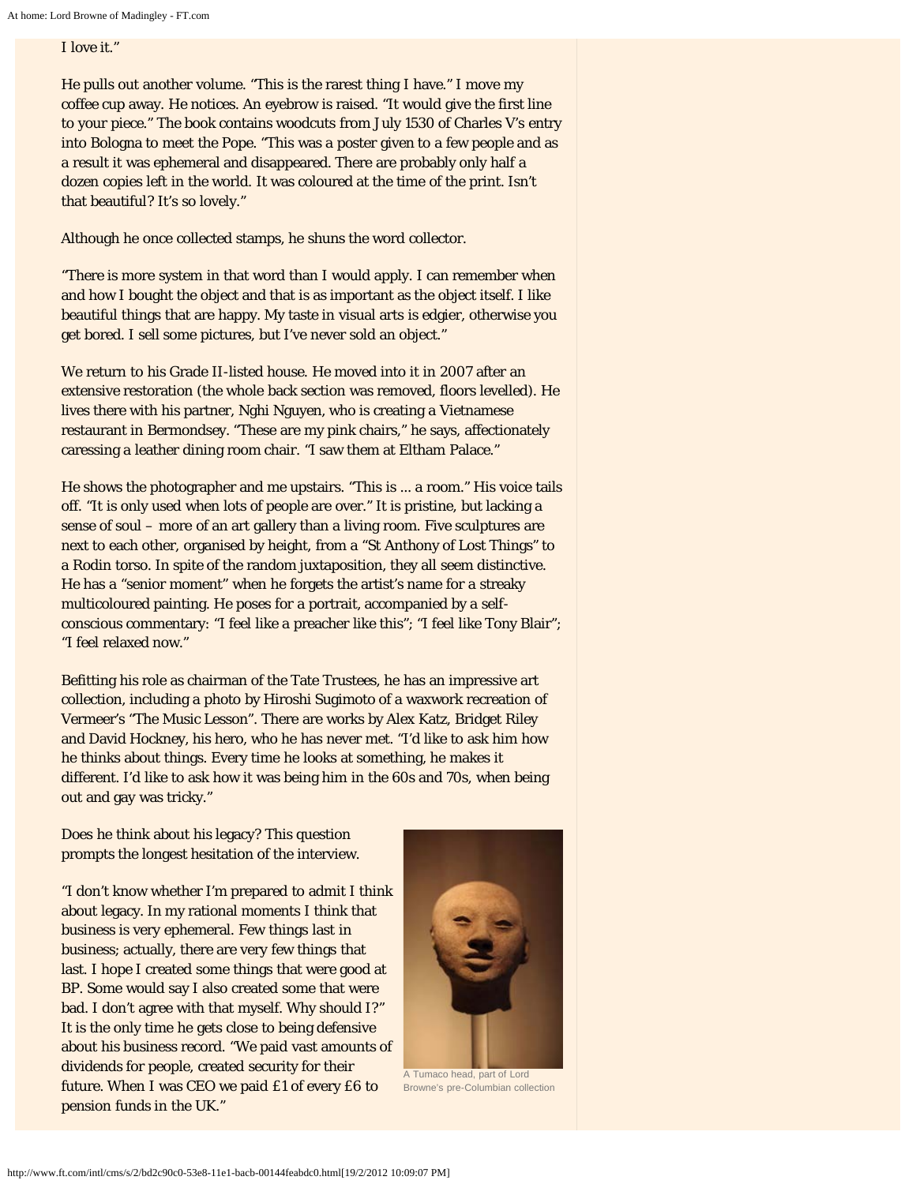I love it."

He pulls out another volume. "This is the rarest thing I have." I move my coffee cup away. He notices. An eyebrow is raised. "It would give the first line to your piece." The book contains woodcuts from July 1530 of Charles V's entry into Bologna to meet the Pope. "This was a poster given to a few people and as a result it was ephemeral and disappeared. There are probably only half a dozen copies left in the world. It was coloured at the time of the print. Isn't that beautiful? It's so lovely."

Although he once collected stamps, he shuns the word collector.

"There is more system in that word than I would apply. I can remember when and how I bought the object and that is as important as the object itself. I like beautiful things that are happy. My taste in visual arts is edgier, otherwise you get bored. I sell some pictures, but I've never sold an object."

We return to his Grade II-listed house. He moved into it in 2007 after an extensive restoration (the whole back section was removed, floors levelled). He lives there with his partner, Nghi Nguyen, who is creating a Vietnamese restaurant in Bermondsey. "These are my pink chairs," he says, affectionately caressing a leather dining room chair. "I saw them at Eltham Palace."

He shows the photographer and me upstairs. "This is ... a room." His voice tails off. "It is only used when lots of people are over." It is pristine, but lacking a sense of soul – more of an art gallery than a living room. Five sculptures are next to each other, organised by height, from a "St Anthony of Lost Things" to a Rodin torso. In spite of the random juxtaposition, they all seem distinctive. He has a "senior moment" when he forgets the artist's name for a streaky multicoloured painting. He poses for a portrait, accompanied by a self-conscious commentary: "I feel like a preacher like this"; "I feel like Tony Blair"; "I feel relaxed now."

Befitting his role as chairman of the Tate Trustees, he has an impressive art collection, including a photo by Hiroshi Sugimoto of a waxwork recreation of Vermeer's "The Music Lesson". There are works by Alex Katz, Bridget Riley and David Hockney, his hero, who he has never met. "I'd like to ask him how he thinks about things. Every time he looks at something, he makes it different. I'd like to ask how it was being him in the 60s and 70s, when being out and gay was tricky."

Does he think about his legacy? This question prompts the longest hesitation of the interview.

"I don't know whether I'm prepared to admit I think about legacy. In my rational moments I think that business is very ephemeral. Few things last in business; actually, there are very few things that last. I hope I created some things that were good at BP. Some would say I also created some that were bad. I don't agree with that myself. Why should I?" It is the only time he gets close to being defensive about his business record. "We paid vast amounts of dividends for people, created security for their future. When I was CEO we paid £1 of every £6 to pension funds in the UK."

A Tumaco head, part of Lord Browne's pre-Columbian collection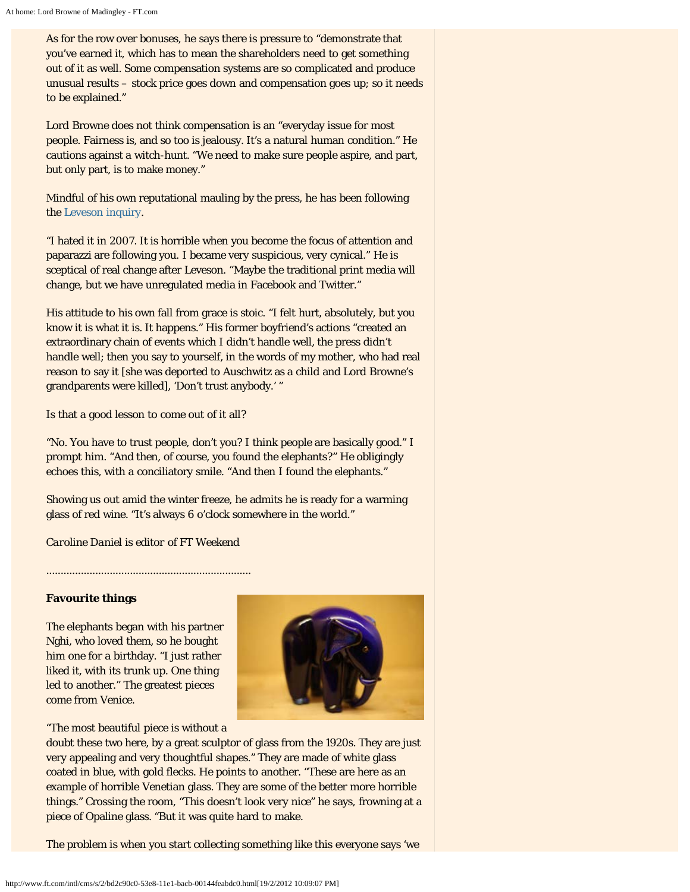As for the row over bonuses, he says there is pressure to "demonstrate that you've earned it, which has to mean the shareholders need to get something out of it as well. Some compensation systems are so complicated and produce unusual results – stock price goes down and compensation goes up; so it needs to be explained."

Lord Browne does not think compensation is an "everyday issue for most people. Fairness is, and so too is jealousy. It's a natural human condition." He cautions against a witch-hunt. "We need to make sure people aspire, and part, but only part, is to make money."

Mindful of his own reputational mauling by the press, he has been following the Leveson inquiry.

"I hated it in 2007. It is horrible when you become the focus of attention and paparazzi are following you. I became very suspicious, very cynical." He is sceptical of real change after Leveson. "Maybe the traditional print media will change, but we have unregulated media in Facebook and Twitter."

His attitude to his own fall from grace is stoic. "I felt hurt, absolutely, but you know it is what it is. It happens." His former boyfriend's actions "created an extraordinary chain of events which I didn't handle well, the press didn't handle well; then you say to yourself, in the words of my mother, who had real reason to say it [she was deported to Auschwitz as a child and Lord Browne's grandparents were killed], 'Don't trust anybody.' "

Is that a good lesson to come out of it all?

"No. You have to trust people, don't you? I think people are basically good." I prompt him. "And then, of course, you found the elephants?" He obligingly echoes this, with a conciliatory smile. "And then I found the elephants."

Showing us out amid the winter freeze, he admits he is ready for a warming glass of red wine. "It's always 6 o'clock somewhere in the world."

*Caroline Daniel is editor of FT Weekend*

.......................................................................

**Favourite things**

The elephants began with his partner Nghi, who loved them, so he bought him one for a birthday. "I just rather liked it, with its trunk up. One thing led to another." The greatest pieces come from Venice.

"The most beautiful piece is without a doubt these two here, by a great sculptor of glass from the 1920s. They are just very appealing and very thoughtful shapes." They are made of white glass coated in blue, with gold flecks. He points to another. "These are here as an example of horrible Venetian glass. They are some of the better more horrible things." Crossing the room, "This doesn't look very nice" he says, frowning at a piece of Opaline glass. "But it was quite hard to make.

The problem is when you start collecting something like this everyone says 'we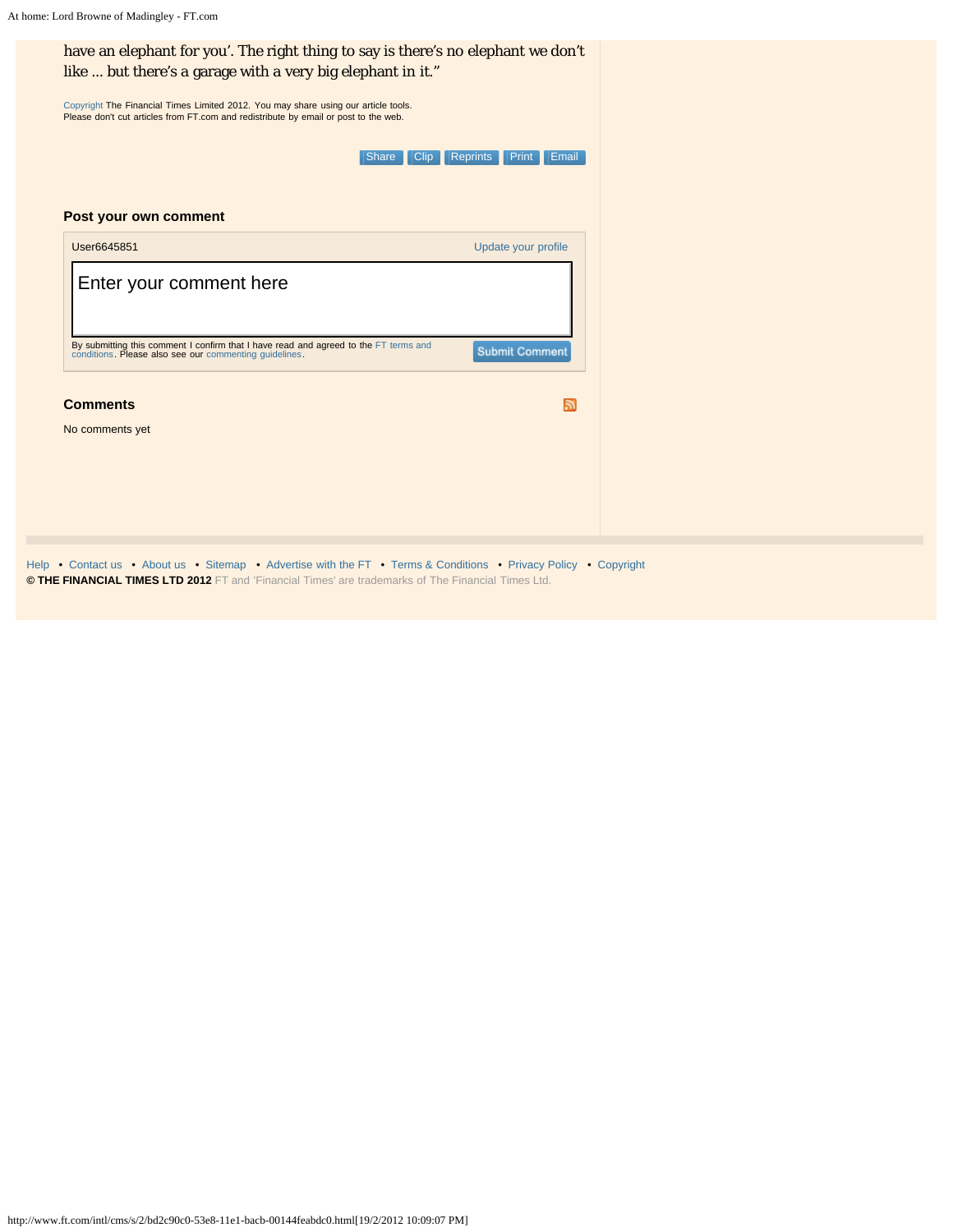have an elephant for you'. The right thing to say is there's no elephant we don't like ... but there's a garage with a very big elephant in it."

Copyright The Financial Times Limited 2012. You may share using our article tools.
Please don't cut articles from FT.com and redistribute by email or post to the web.

Share Clip Reprints Print Email

**Post your own comment**

User6645851 Update your profile

Enter your comment here

By submitting this comment I confirm that I have read and agreed to the FT terms and conditions. Please also see our commenting guidelines.

Submit Comment

**Comments**

No comments yet

Help • Contact us • About us • Sitemap • Advertise with the FT • Terms & Conditions • Privacy Policy • Copyright

**© THE FINANCIAL TIMES LTD 2012** FT and 'Financial Times' are trademarks of The Financial Times Ltd.